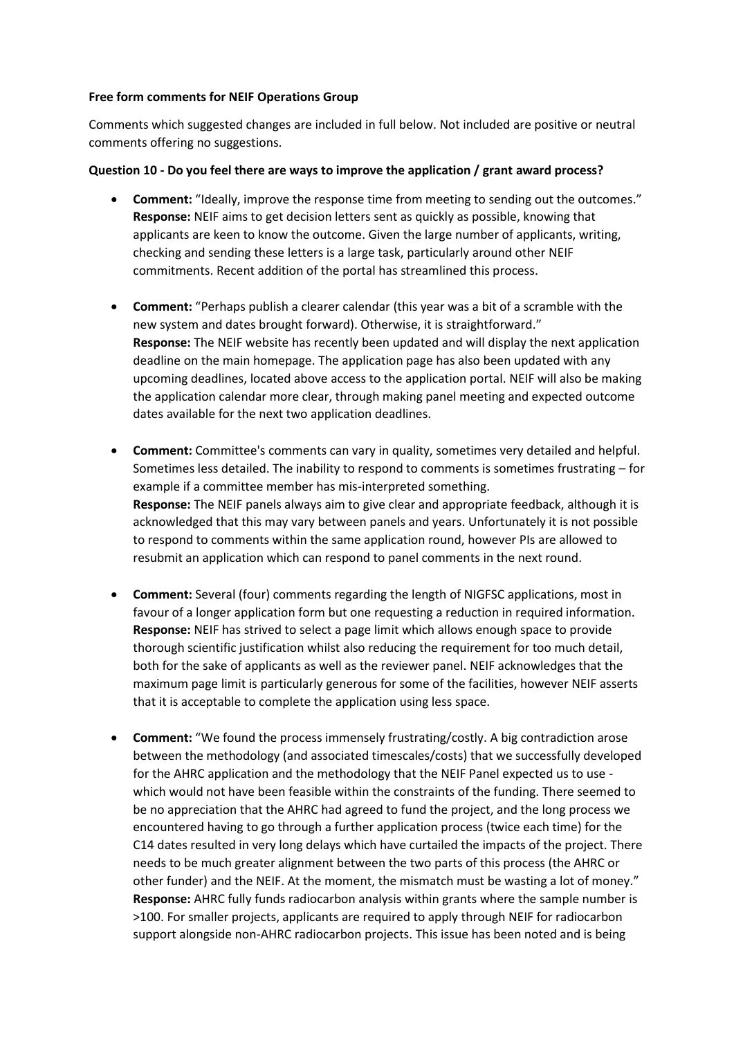**Free form comments for NEIF Operations Group**

Comments which suggested changes are included in full below. Not included are positive or neutral comments offering no suggestions.

**Question 10 - Do you feel there are ways to improve the application / grant award process?**

- **Comment:** "Ideally, improve the response time from meeting to sending out the outcomes."
  **Response:** NEIF aims to get decision letters sent as quickly as possible, knowing that applicants are keen to know the outcome. Given the large number of applicants, writing, checking and sending these letters is a large task, particularly around other NEIF commitments. Recent addition of the portal has streamlined this process.

- **Comment:** "Perhaps publish a clearer calendar (this year was a bit of a scramble with the new system and dates brought forward). Otherwise, it is straightforward."
  **Response:** The NEIF website has recently been updated and will display the next application deadline on the main homepage. The application page has also been updated with any upcoming deadlines, located above access to the application portal. NEIF will also be making the application calendar more clear, through making panel meeting and expected outcome dates available for the next two application deadlines.

- **Comment:** Committee's comments can vary in quality, sometimes very detailed and helpful. Sometimes less detailed. The inability to respond to comments is sometimes frustrating – for example if a committee member has mis-interpreted something.
  **Response:** The NEIF panels always aim to give clear and appropriate feedback, although it is acknowledged that this may vary between panels and years. Unfortunately it is not possible to respond to comments within the same application round, however PIs are allowed to resubmit an application which can respond to panel comments in the next round.

- **Comment:** Several (four) comments regarding the length of NIGFSC applications, most in favour of a longer application form but one requesting a reduction in required information.
  **Response:** NEIF has strived to select a page limit which allows enough space to provide thorough scientific justification whilst also reducing the requirement for too much detail, both for the sake of applicants as well as the reviewer panel. NEIF acknowledges that the maximum page limit is particularly generous for some of the facilities, however NEIF asserts that it is acceptable to complete the application using less space.

- **Comment:** "We found the process immensely frustrating/costly. A big contradiction arose between the methodology (and associated timescales/costs) that we successfully developed for the AHRC application and the methodology that the NEIF Panel expected us to use - which would not have been feasible within the constraints of the funding. There seemed to be no appreciation that the AHRC had agreed to fund the project, and the long process we encountered having to go through a further application process (twice each time) for the C14 dates resulted in very long delays which have curtailed the impacts of the project. There needs to be much greater alignment between the two parts of this process (the AHRC or other funder) and the NEIF. At the moment, the mismatch must be wasting a lot of money."
  **Response:** AHRC fully funds radiocarbon analysis within grants where the sample number is >100. For smaller projects, applicants are required to apply through NEIF for radiocarbon support alongside non-AHRC radiocarbon projects. This issue has been noted and is being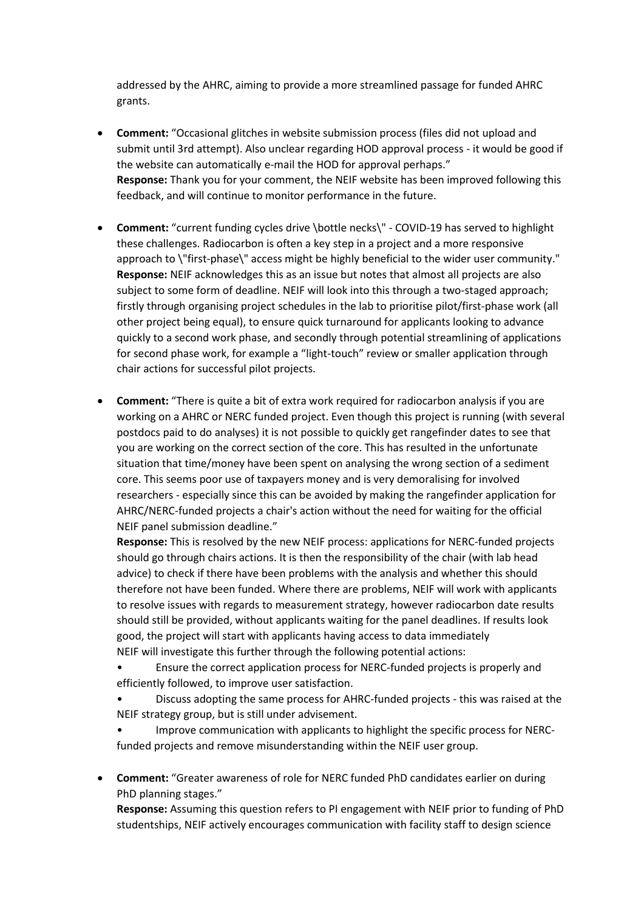addressed by the AHRC, aiming to provide a more streamlined passage for funded AHRC grants.

- **Comment:** "Occasional glitches in website submission process (files did not upload and submit until 3rd attempt). Also unclear regarding HOD approval process - it would be good if the website can automatically e-mail the HOD for approval perhaps."
  **Response:** Thank you for your comment, the NEIF website has been improved following this feedback, and will continue to monitor performance in the future.

- **Comment:** "current funding cycles drive \bottle necks\" - COVID-19 has served to highlight these challenges. Radiocarbon is often a key step in a project and a more responsive approach to \"first-phase\" access might be highly beneficial to the wider user community."
  **Response:** NEIF acknowledges this as an issue but notes that almost all projects are also subject to some form of deadline. NEIF will look into this through a two-staged approach; firstly through organising project schedules in the lab to prioritise pilot/first-phase work (all other project being equal), to ensure quick turnaround for applicants looking to advance quickly to a second work phase, and secondly through potential streamlining of applications for second phase work, for example a "light-touch" review or smaller application through chair actions for successful pilot projects.

- **Comment:** "There is quite a bit of extra work required for radiocarbon analysis if you are working on a AHRC or NERC funded project. Even though this project is running (with several postdocs paid to do analyses) it is not possible to quickly get rangefinder dates to see that you are working on the correct section of the core. This has resulted in the unfortunate situation that time/money have been spent on analysing the wrong section of a sediment core. This seems poor use of taxpayers money and is very demoralising for involved researchers - especially since this can be avoided by making the rangefinder application for AHRC/NERC-funded projects a chair's action without the need for waiting for the official NEIF panel submission deadline."
  **Response:** This is resolved by the new NEIF process: applications for NERC-funded projects should go through chairs actions. It is then the responsibility of the chair (with lab head advice) to check if there have been problems with the analysis and whether this should therefore not have been funded. Where there are problems, NEIF will work with applicants to resolve issues with regards to measurement strategy, however radiocarbon date results should still be provided, without applicants waiting for the panel deadlines. If results look good, the project will start with applicants having access to data immediately
  NEIF will investigate this further through the following potential actions:
  - Ensure the correct application process for NERC-funded projects is properly and efficiently followed, to improve user satisfaction.
  - Discuss adopting the same process for AHRC-funded projects - this was raised at the NEIF strategy group, but is still under advisement.
  - Improve communication with applicants to highlight the specific process for NERC-funded projects and remove misunderstanding within the NEIF user group.

- **Comment:** "Greater awareness of role for NERC funded PhD candidates earlier on during PhD planning stages."
  **Response:** Assuming this question refers to PI engagement with NEIF prior to funding of PhD studentships, NEIF actively encourages communication with facility staff to design science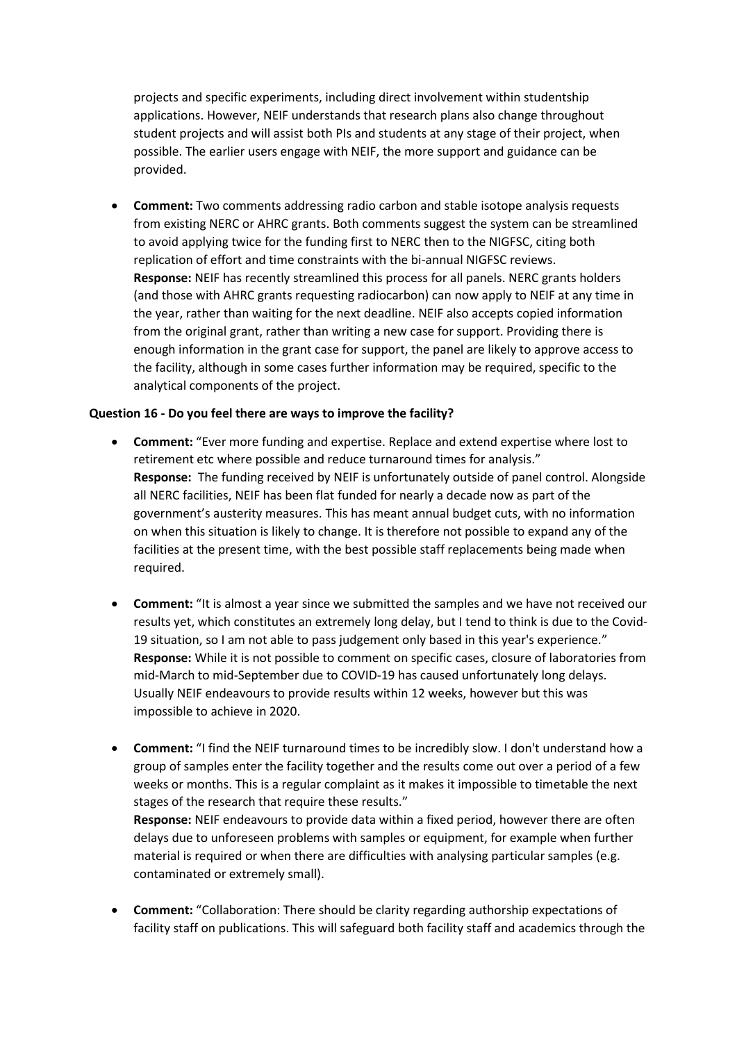projects and specific experiments, including direct involvement within studentship applications. However, NEIF understands that research plans also change throughout student projects and will assist both PIs and students at any stage of their project, when possible. The earlier users engage with NEIF, the more support and guidance can be provided.

- **Comment:** Two comments addressing radio carbon and stable isotope analysis requests from existing NERC or AHRC grants. Both comments suggest the system can be streamlined to avoid applying twice for the funding first to NERC then to the NIGFSC, citing both replication of effort and time constraints with the bi-annual NIGFSC reviews.
  **Response:** NEIF has recently streamlined this process for all panels. NERC grants holders (and those with AHRC grants requesting radiocarbon) can now apply to NEIF at any time in the year, rather than waiting for the next deadline. NEIF also accepts copied information from the original grant, rather than writing a new case for support. Providing there is enough information in the grant case for support, the panel are likely to approve access to the facility, although in some cases further information may be required, specific to the analytical components of the project.

**Question 16 - Do you feel there are ways to improve the facility?**

- **Comment:** "Ever more funding and expertise. Replace and extend expertise where lost to retirement etc where possible and reduce turnaround times for analysis."
  **Response:** The funding received by NEIF is unfortunately outside of panel control. Alongside all NERC facilities, NEIF has been flat funded for nearly a decade now as part of the government's austerity measures. This has meant annual budget cuts, with no information on when this situation is likely to change. It is therefore not possible to expand any of the facilities at the present time, with the best possible staff replacements being made when required.

- **Comment:** "It is almost a year since we submitted the samples and we have not received our results yet, which constitutes an extremely long delay, but I tend to think is due to the Covid-19 situation, so I am not able to pass judgement only based in this year's experience."
  **Response:** While it is not possible to comment on specific cases, closure of laboratories from mid-March to mid-September due to COVID-19 has caused unfortunately long delays. Usually NEIF endeavours to provide results within 12 weeks, however but this was impossible to achieve in 2020.

- **Comment:** "I find the NEIF turnaround times to be incredibly slow. I don't understand how a group of samples enter the facility together and the results come out over a period of a few weeks or months. This is a regular complaint as it makes it impossible to timetable the next stages of the research that require these results."
  **Response:** NEIF endeavours to provide data within a fixed period, however there are often delays due to unforeseen problems with samples or equipment, for example when further material is required or when there are difficulties with analysing particular samples (e.g. contaminated or extremely small).

- **Comment:** "Collaboration: There should be clarity regarding authorship expectations of facility staff on publications. This will safeguard both facility staff and academics through the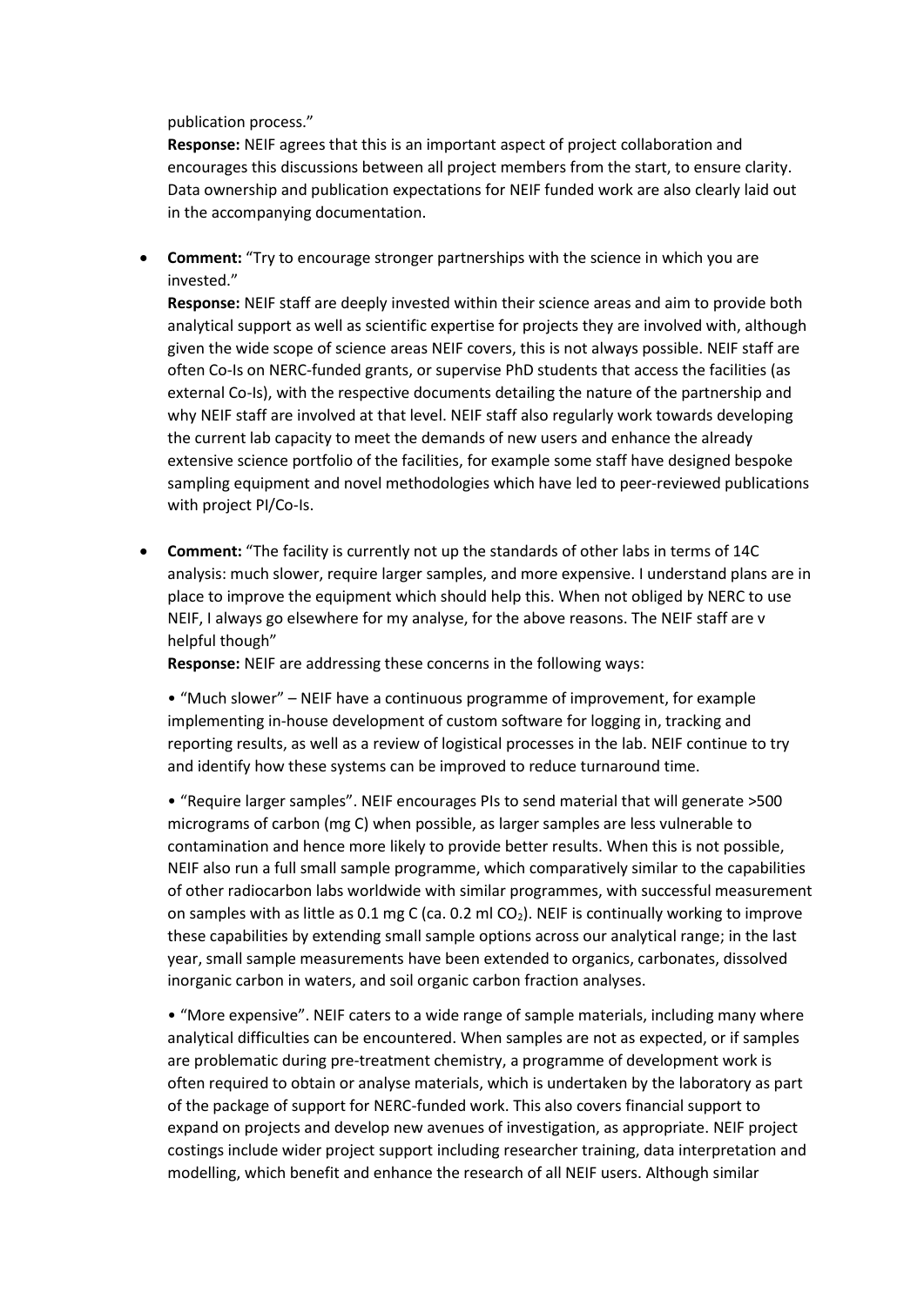publication process."

**Response:** NEIF agrees that this is an important aspect of project collaboration and encourages this discussions between all project members from the start, to ensure clarity. Data ownership and publication expectations for NEIF funded work are also clearly laid out in the accompanying documentation.

- **Comment:** "Try to encourage stronger partnerships with the science in which you are invested."

  **Response:** NEIF staff are deeply invested within their science areas and aim to provide both analytical support as well as scientific expertise for projects they are involved with, although given the wide scope of science areas NEIF covers, this is not always possible. NEIF staff are often Co-Is on NERC-funded grants, or supervise PhD students that access the facilities (as external Co-Is), with the respective documents detailing the nature of the partnership and why NEIF staff are involved at that level. NEIF staff also regularly work towards developing the current lab capacity to meet the demands of new users and enhance the already extensive science portfolio of the facilities, for example some staff have designed bespoke sampling equipment and novel methodologies which have led to peer-reviewed publications with project PI/Co-Is.

- **Comment:** "The facility is currently not up the standards of other labs in terms of 14C analysis: much slower, require larger samples, and more expensive. I understand plans are in place to improve the equipment which should help this. When not obliged by NERC to use NEIF, I always go elsewhere for my analyse, for the above reasons. The NEIF staff are v helpful though"

  **Response:** NEIF are addressing these concerns in the following ways:

  • "Much slower" – NEIF have a continuous programme of improvement, for example implementing in-house development of custom software for logging in, tracking and reporting results, as well as a review of logistical processes in the lab. NEIF continue to try and identify how these systems can be improved to reduce turnaround time.

  • "Require larger samples". NEIF encourages PIs to send material that will generate >500 micrograms of carbon (mg C) when possible, as larger samples are less vulnerable to contamination and hence more likely to provide better results. When this is not possible, NEIF also run a full small sample programme, which comparatively similar to the capabilities of other radiocarbon labs worldwide with similar programmes, with successful measurement on samples with as little as 0.1 mg C (ca. 0.2 ml $CO_2$). NEIF is continually working to improve these capabilities by extending small sample options across our analytical range; in the last year, small sample measurements have been extended to organics, carbonates, dissolved inorganic carbon in waters, and soil organic carbon fraction analyses.

  • "More expensive". NEIF caters to a wide range of sample materials, including many where analytical difficulties can be encountered. When samples are not as expected, or if samples are problematic during pre-treatment chemistry, a programme of development work is often required to obtain or analyse materials, which is undertaken by the laboratory as part of the package of support for NERC-funded work. This also covers financial support to expand on projects and develop new avenues of investigation, as appropriate. NEIF project costings include wider project support including researcher training, data interpretation and modelling, which benefit and enhance the research of all NEIF users. Although similar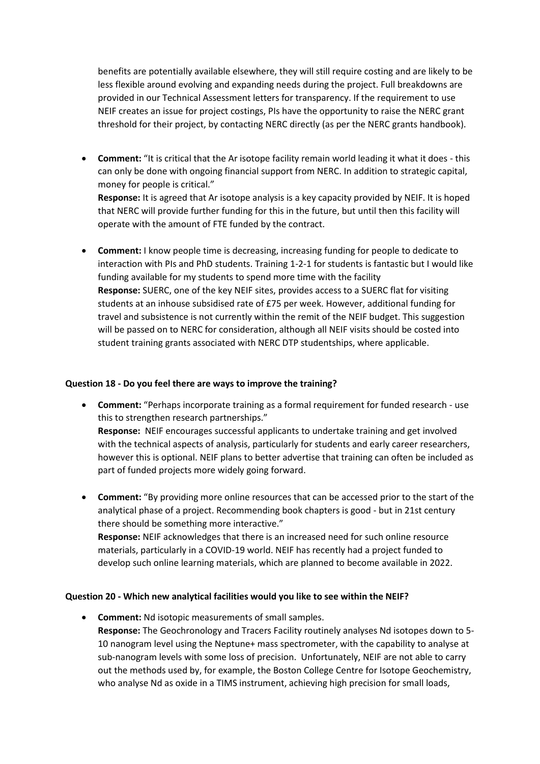benefits are potentially available elsewhere, they will still require costing and are likely to be less flexible around evolving and expanding needs during the project. Full breakdowns are provided in our Technical Assessment letters for transparency. If the requirement to use NEIF creates an issue for project costings, PIs have the opportunity to raise the NERC grant threshold for their project, by contacting NERC directly (as per the NERC grants handbook).

- **Comment:** "It is critical that the Ar isotope facility remain world leading it what it does - this can only be done with ongoing financial support from NERC. In addition to strategic capital, money for people is critical."
  **Response:** It is agreed that Ar isotope analysis is a key capacity provided by NEIF. It is hoped that NERC will provide further funding for this in the future, but until then this facility will operate with the amount of FTE funded by the contract.

- **Comment:** I know people time is decreasing, increasing funding for people to dedicate to interaction with PIs and PhD students. Training 1-2-1 for students is fantastic but I would like funding available for my students to spend more time with the facility
  **Response:** SUERC, one of the key NEIF sites, provides access to a SUERC flat for visiting students at an inhouse subsidised rate of £75 per week. However, additional funding for travel and subsistence is not currently within the remit of the NEIF budget. This suggestion will be passed on to NERC for consideration, although all NEIF visits should be costed into student training grants associated with NERC DTP studentships, where applicable.

**Question 18 - Do you feel there are ways to improve the training?**

- **Comment:** "Perhaps incorporate training as a formal requirement for funded research - use this to strengthen research partnerships."
  **Response:** NEIF encourages successful applicants to undertake training and get involved with the technical aspects of analysis, particularly for students and early career researchers, however this is optional. NEIF plans to better advertise that training can often be included as part of funded projects more widely going forward.

- **Comment:** "By providing more online resources that can be accessed prior to the start of the analytical phase of a project. Recommending book chapters is good - but in 21st century there should be something more interactive."
  **Response:** NEIF acknowledges that there is an increased need for such online resource materials, particularly in a COVID-19 world. NEIF has recently had a project funded to develop such online learning materials, which are planned to become available in 2022.

**Question 20 - Which new analytical facilities would you like to see within the NEIF?**

- **Comment:** Nd isotopic measurements of small samples.
  **Response:** The Geochronology and Tracers Facility routinely analyses Nd isotopes down to 5-10 nanogram level using the Neptune+ mass spectrometer, with the capability to analyse at sub-nanogram levels with some loss of precision. Unfortunately, NEIF are not able to carry out the methods used by, for example, the Boston College Centre for Isotope Geochemistry, who analyse Nd as oxide in a TIMS instrument, achieving high precision for small loads,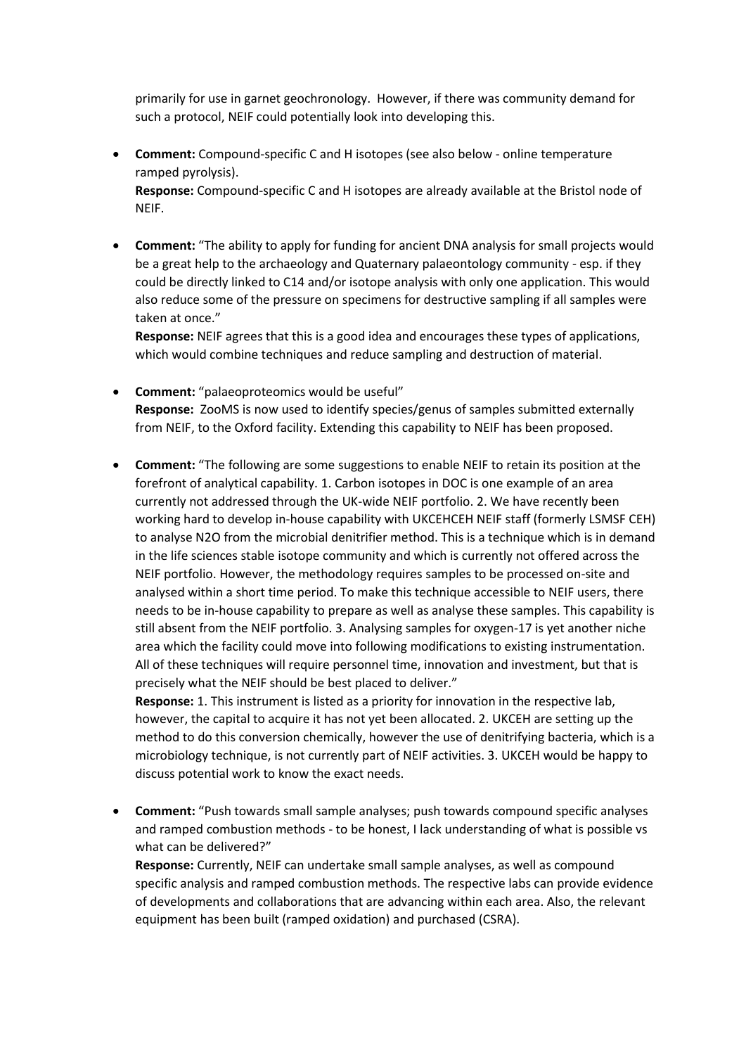primarily for use in garnet geochronology. However, if there was community demand for such a protocol, NEIF could potentially look into developing this.

- **Comment:** Compound-specific C and H isotopes (see also below - online temperature ramped pyrolysis).
  **Response:** Compound-specific C and H isotopes are already available at the Bristol node of NEIF.

- **Comment:** "The ability to apply for funding for ancient DNA analysis for small projects would be a great help to the archaeology and Quaternary palaeontology community - esp. if they could be directly linked to C14 and/or isotope analysis with only one application. This would also reduce some of the pressure on specimens for destructive sampling if all samples were taken at once."
  **Response:** NEIF agrees that this is a good idea and encourages these types of applications, which would combine techniques and reduce sampling and destruction of material.

- **Comment:** "palaeoproteomics would be useful"
  **Response:** ZooMS is now used to identify species/genus of samples submitted externally from NEIF, to the Oxford facility. Extending this capability to NEIF has been proposed.

- **Comment:** "The following are some suggestions to enable NEIF to retain its position at the forefront of analytical capability. 1. Carbon isotopes in DOC is one example of an area currently not addressed through the UK-wide NEIF portfolio. 2. We have recently been working hard to develop in-house capability with UKCEHCEH NEIF staff (formerly LSMSF CEH) to analyse N2O from the microbial denitrifier method. This is a technique which is in demand in the life sciences stable isotope community and which is currently not offered across the NEIF portfolio. However, the methodology requires samples to be processed on-site and analysed within a short time period. To make this technique accessible to NEIF users, there needs to be in-house capability to prepare as well as analyse these samples. This capability is still absent from the NEIF portfolio. 3. Analysing samples for oxygen-17 is yet another niche area which the facility could move into following modifications to existing instrumentation. All of these techniques will require personnel time, innovation and investment, but that is precisely what the NEIF should be best placed to deliver."
  **Response:** 1. This instrument is listed as a priority for innovation in the respective lab, however, the capital to acquire it has not yet been allocated. 2. UKCEH are setting up the method to do this conversion chemically, however the use of denitrifying bacteria, which is a microbiology technique, is not currently part of NEIF activities. 3. UKCEH would be happy to discuss potential work to know the exact needs.

- **Comment:** "Push towards small sample analyses; push towards compound specific analyses and ramped combustion methods - to be honest, I lack understanding of what is possible vs what can be delivered?"
  **Response:** Currently, NEIF can undertake small sample analyses, as well as compound specific analysis and ramped combustion methods. The respective labs can provide evidence of developments and collaborations that are advancing within each area. Also, the relevant equipment has been built (ramped oxidation) and purchased (CSRA).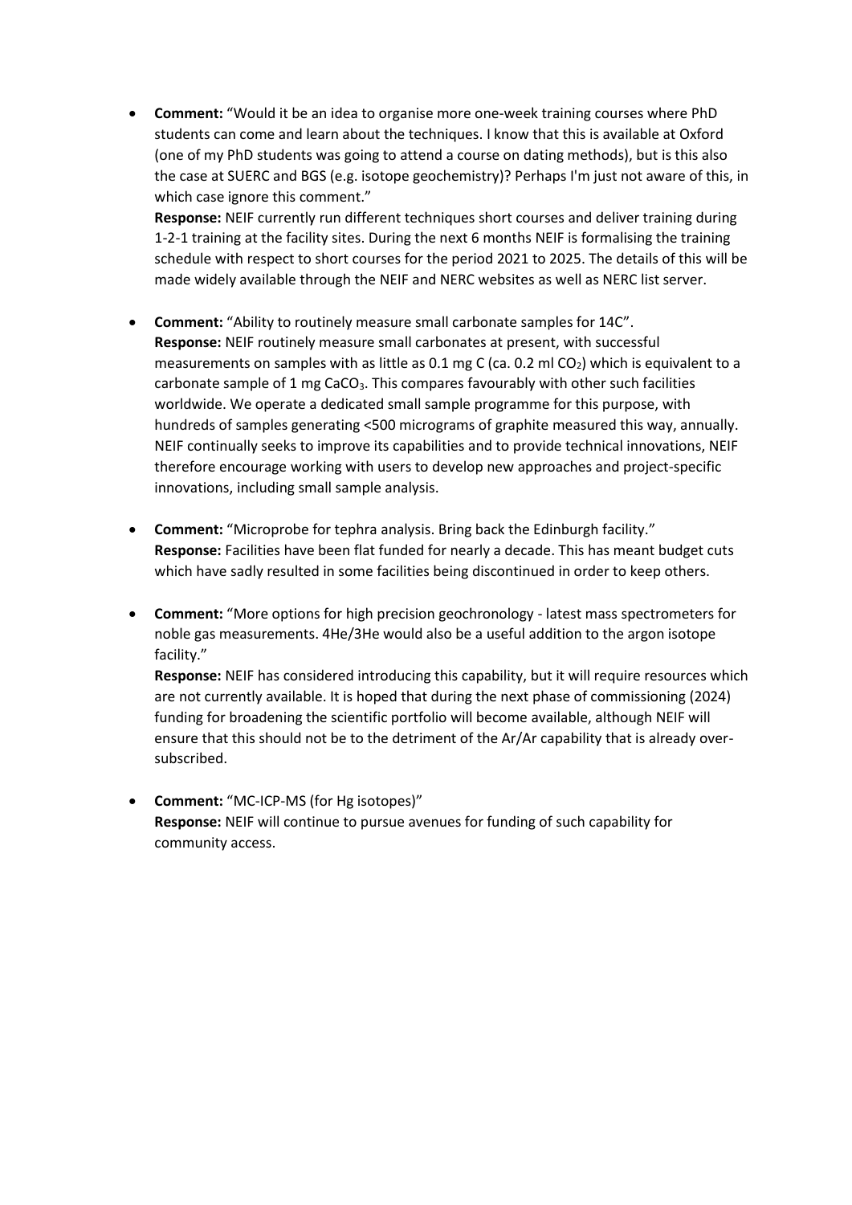- **Comment:** "Would it be an idea to organise more one-week training courses where PhD students can come and learn about the techniques. I know that this is available at Oxford (one of my PhD students was going to attend a course on dating methods), but is this also the case at SUERC and BGS (e.g. isotope geochemistry)? Perhaps I'm just not aware of this, in which case ignore this comment."
  **Response:** NEIF currently run different techniques short courses and deliver training during 1-2-1 training at the facility sites. During the next 6 months NEIF is formalising the training schedule with respect to short courses for the period 2021 to 2025. The details of this will be made widely available through the NEIF and NERC websites as well as NERC list server.

- **Comment:** "Ability to routinely measure small carbonate samples for 14C".
  **Response:** NEIF routinely measure small carbonates at present, with successful measurements on samples with as little as 0.1 mg C (ca. 0.2 ml $CO_2$) which is equivalent to a carbonate sample of 1 mg $CaCO_3$. This compares favourably with other such facilities worldwide. We operate a dedicated small sample programme for this purpose, with hundreds of samples generating <500 micrograms of graphite measured this way, annually. NEIF continually seeks to improve its capabilities and to provide technical innovations, NEIF therefore encourage working with users to develop new approaches and project-specific innovations, including small sample analysis.

- **Comment:** "Microprobe for tephra analysis. Bring back the Edinburgh facility."
  **Response:** Facilities have been flat funded for nearly a decade. This has meant budget cuts which have sadly resulted in some facilities being discontinued in order to keep others.

- **Comment:** "More options for high precision geochronology - latest mass spectrometers for noble gas measurements. 4He/3He would also be a useful addition to the argon isotope facility."
  **Response:** NEIF has considered introducing this capability, but it will require resources which are not currently available. It is hoped that during the next phase of commissioning (2024) funding for broadening the scientific portfolio will become available, although NEIF will ensure that this should not be to the detriment of the Ar/Ar capability that is already over-subscribed.

- **Comment:** "MC-ICP-MS (for Hg isotopes)"
  **Response:** NEIF will continue to pursue avenues for funding of such capability for community access.